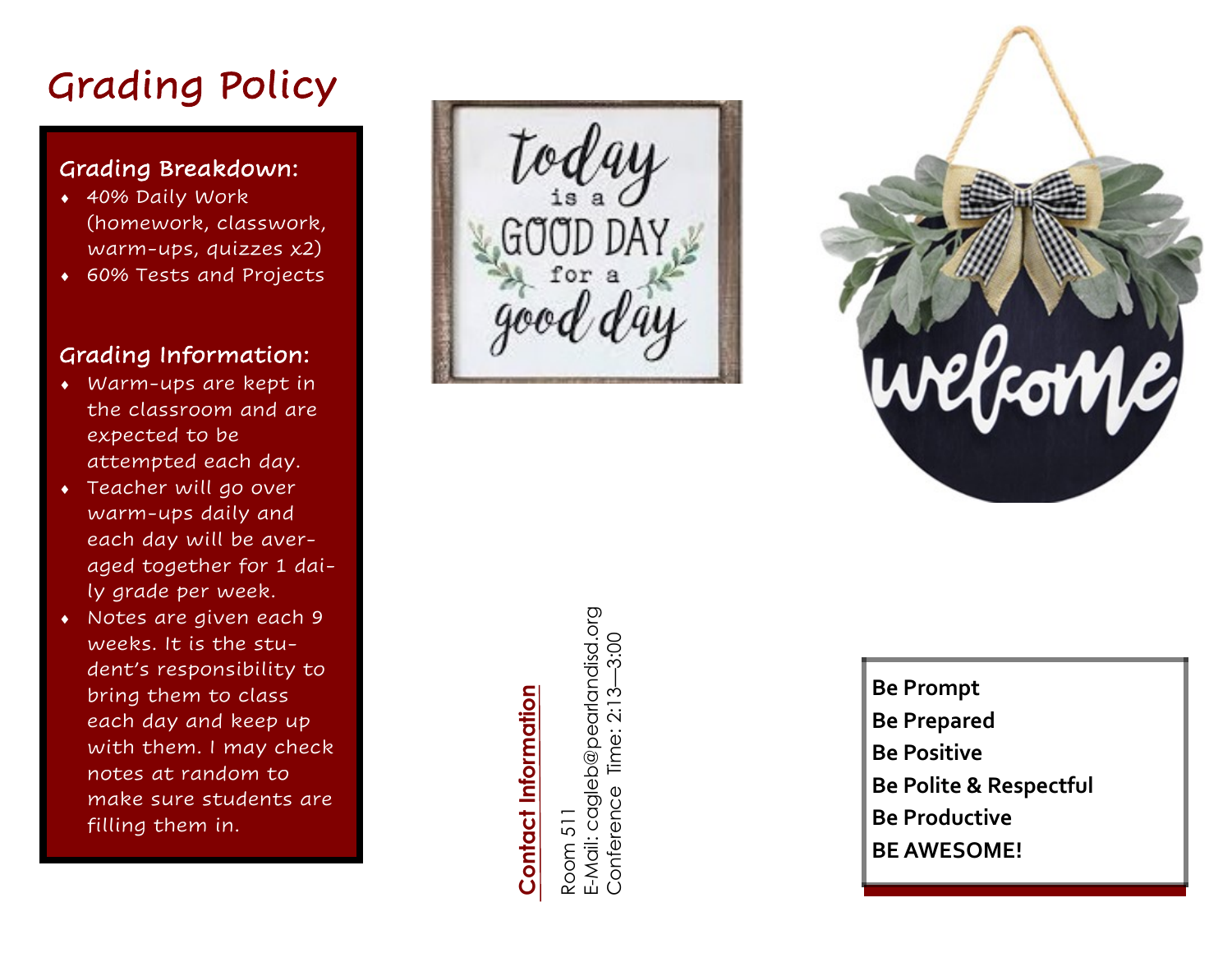# Grading Policy

### Grading Breakdown:

- 40% Daily Work (homework, classwork, warm-ups, quizzes x2)
- 60% Tests and Projects

### Grading Information:

- Warm-ups are kept in the classroom and are expected to be attempted each day.
- Teacher will go over warm-ups daily and each day will be averaged together for 1 daily grade per week.
- Notes are given each 9 weeks. It is the student's responsibility to bring them to class each day and keep up with them. I may check notes at random to make sure students are filling them in.

**Contact Information**

Room 511
E-Mail: cagleb@pearlandisd.org
Conference Time: 2:13—3:00

**Be Prompt**
**Be Prepared**
**Be Positive**
**Be Polite & Respectful**
**Be Productive**
**BE AWESOME!**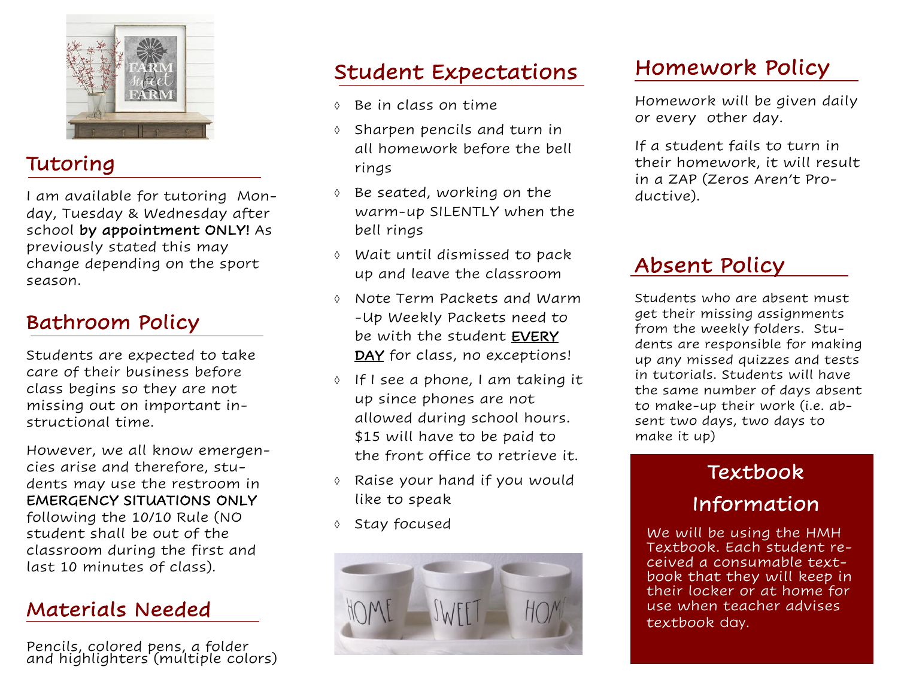## Tutoring

I am available for tutoring Monday, Tuesday & Wednesday after school **by appointment ONLY!** As previously stated this may change depending on the sport season.

## Bathroom Policy

Students are expected to take care of their business before class begins so they are not missing out on important instructional time.

However, we all know emergencies arise and therefore, students may use the restroom in **EMERGENCY SITUATIONS ONLY** following the 10/10 Rule (NO student shall be out of the classroom during the first and last 10 minutes of class).

## Materials Needed

Pencils, colored pens, a folder and highlighters (multiple colors)

## Student Expectations

- Be in class on time
- Sharpen pencils and turn in all homework before the bell rings
- Be seated, working on the warm-up SILENTLY when the bell rings
- Wait until dismissed to pack up and leave the classroom
- Note Term Packets and Warm-Up Weekly Packets need to be with the student **EVERY DAY** for class, no exceptions!
- If I see a phone, I am taking it up since phones are not allowed during school hours. $15 will have to be paid to the front office to retrieve it.
- Raise your hand if you would like to speak
- Stay focused

## Homework Policy

Homework will be given daily or every other day.

If a student fails to turn in their homework, it will result in a ZAP (Zeros Aren't Productive).

## Absent Policy

Students who are absent must get their missing assignments from the weekly folders. Students are responsible for making up any missed quizzes and tests in tutorials. Students will have the same number of days absent to make-up their work (i.e. absent two days, two days to make it up)

## Textbook Information

We will be using the HMH Textbook. Each student received a consumable textbook that they will keep in their locker or at home for use when teacher advises textbook day.